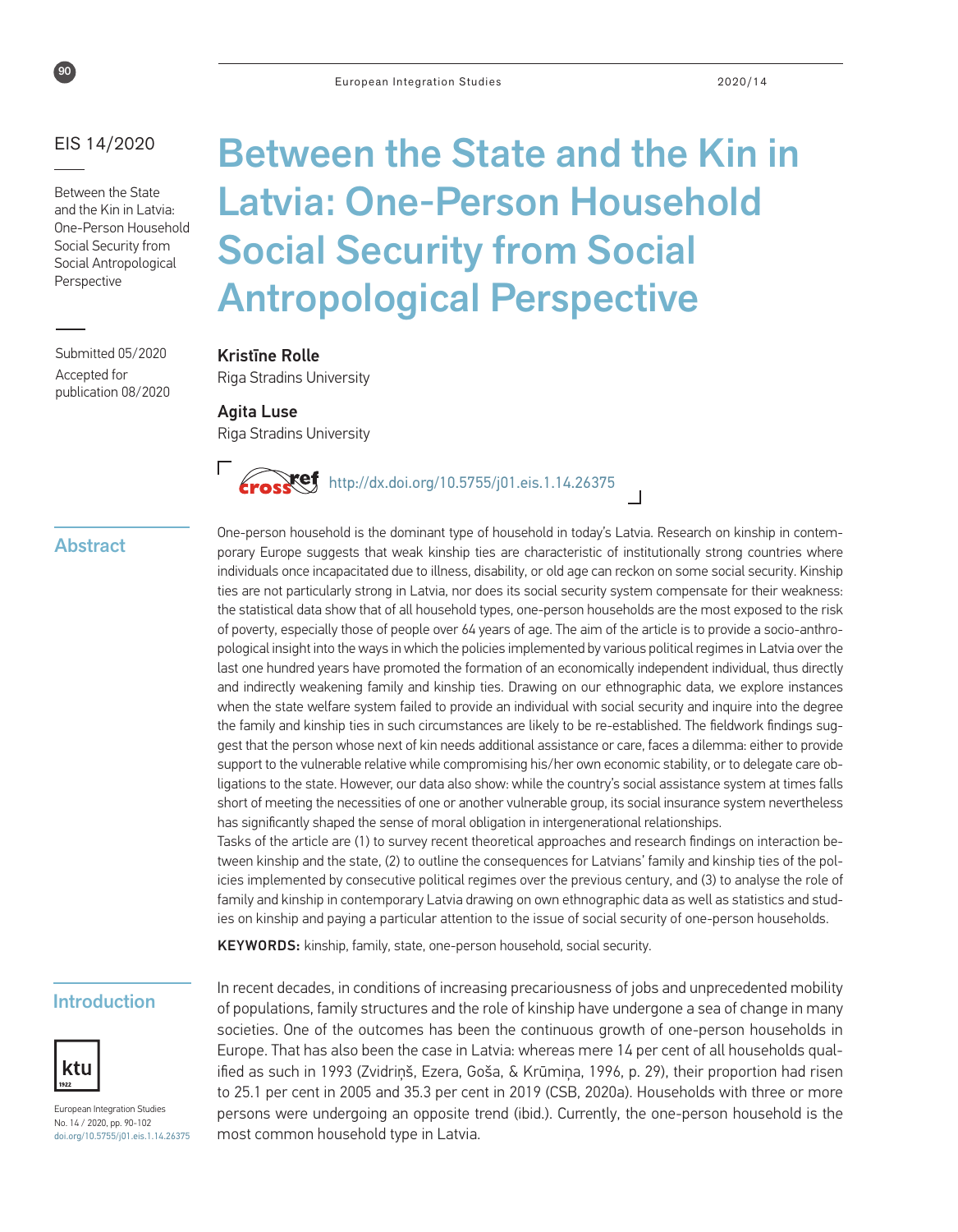# Between the State and the Kin in Latvia: One-Person Household Social Security from Social Antropological Perspective

EIS 14/2020

Submitted 05/2020
Accepted for publication 08/2020

**Kristīne Rolle**
Riga Stradins University

**Agita Luse**
Riga Stradins University

http://dx.doi.org/10.5755/j01.eis.1.14.26375

## Abstract

One-person household is the dominant type of household in today's Latvia. Research on kinship in contemporary Europe suggests that weak kinship ties are characteristic of institutionally strong countries where individuals once incapacitated due to illness, disability, or old age can reckon on some social security. Kinship ties are not particularly strong in Latvia, nor does its social security system compensate for their weakness: the statistical data show that of all household types, one-person households are the most exposed to the risk of poverty, especially those of people over 64 years of age. The aim of the article is to provide a socio-anthropological insight into the ways in which the policies implemented by various political regimes in Latvia over the last one hundred years have promoted the formation of an economically independent individual, thus directly and indirectly weakening family and kinship ties. Drawing on our ethnographic data, we explore instances when the state welfare system failed to provide an individual with social security and inquire into the degree the family and kinship ties in such circumstances are likely to be re-established. The fieldwork findings suggest that the person whose next of kin needs additional assistance or care, faces a dilemma: either to provide support to the vulnerable relative while compromising his/her own economic stability, or to delegate care obligations to the state. However, our data also show: while the country's social assistance system at times falls short of meeting the necessities of one or another vulnerable group, its social insurance system nevertheless has significantly shaped the sense of moral obligation in intergenerational relationships.

Tasks of the article are (1) to survey recent theoretical approaches and research findings on interaction between kinship and the state, (2) to outline the consequences for Latvians' family and kinship ties of the policies implemented by consecutive political regimes over the previous century, and (3) to analyse the role of family and kinship in contemporary Latvia drawing on own ethnographic data as well as statistics and studies on kinship and paying a particular attention to the issue of social security of one-person households.

**KEYWORDS:** kinship, family, state, one-person household, social security.

## Introduction

In recent decades, in conditions of increasing precariousness of jobs and unprecedented mobility of populations, family structures and the role of kinship have undergone a sea of change in many societies. One of the outcomes has been the continuous growth of one-person households in Europe. That has also been the case in Latvia: whereas mere 14 per cent of all households qualified as such in 1993 (Zvidriņš, Ezera, Goša, & Krūmiņa, 1996, p. 29), their proportion had risen to 25.1 per cent in 2005 and 35.3 per cent in 2019 (CSB, 2020a). Households with three or more persons were undergoing an opposite trend (ibid.). Currently, the one-person household is the most common household type in Latvia.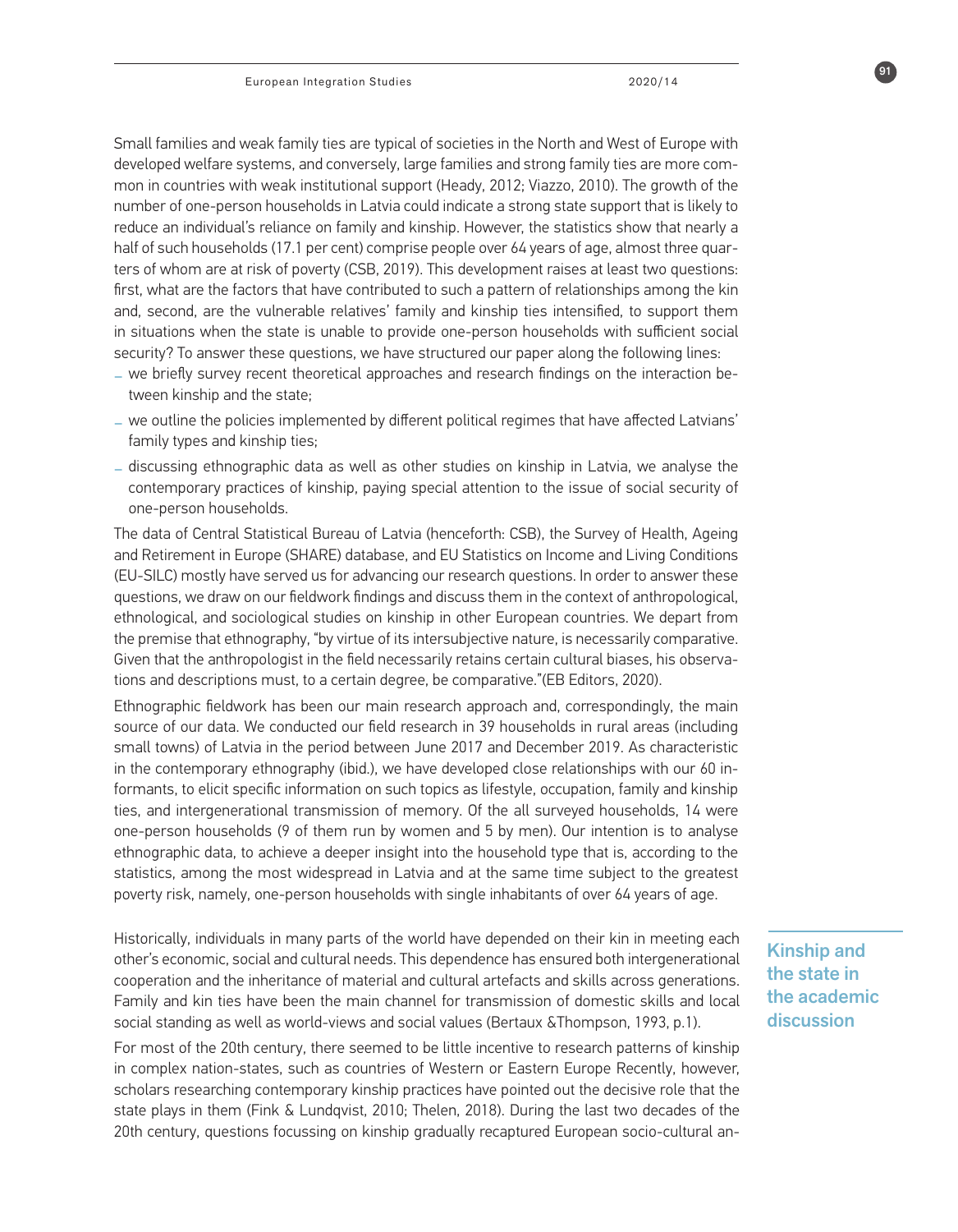Small families and weak family ties are typical of societies in the North and West of Europe with developed welfare systems, and conversely, large families and strong family ties are more common in countries with weak institutional support (Heady, 2012; Viazzo, 2010). The growth of the number of one-person households in Latvia could indicate a strong state support that is likely to reduce an individual's reliance on family and kinship. However, the statistics show that nearly a half of such households (17.1 per cent) comprise people over 64 years of age, almost three quarters of whom are at risk of poverty (CSB, 2019). This development raises at least two questions: first, what are the factors that have contributed to such a pattern of relationships among the kin and, second, are the vulnerable relatives' family and kinship ties intensified, to support them in situations when the state is unable to provide one-person households with sufficient social security? To answer these questions, we have structured our paper along the following lines:

- we briefly survey recent theoretical approaches and research findings on the interaction between kinship and the state;
- we outline the policies implemented by different political regimes that have affected Latvians' family types and kinship ties;
- discussing ethnographic data as well as other studies on kinship in Latvia, we analyse the contemporary practices of kinship, paying special attention to the issue of social security of one-person households.

The data of Central Statistical Bureau of Latvia (henceforth: CSB), the Survey of Health, Ageing and Retirement in Europe (SHARE) database, and EU Statistics on Income and Living Conditions (EU-SILC) mostly have served us for advancing our research questions. In order to answer these questions, we draw on our fieldwork findings and discuss them in the context of anthropological, ethnological, and sociological studies on kinship in other European countries. We depart from the premise that ethnography, "by virtue of its intersubjective nature, is necessarily comparative. Given that the anthropologist in the field necessarily retains certain cultural biases, his observations and descriptions must, to a certain degree, be comparative."(EB Editors, 2020).

Ethnographic fieldwork has been our main research approach and, correspondingly, the main source of our data. We conducted our field research in 39 households in rural areas (including small towns) of Latvia in the period between June 2017 and December 2019. As characteristic in the contemporary ethnography (ibid.), we have developed close relationships with our 60 informants, to elicit specific information on such topics as lifestyle, occupation, family and kinship ties, and intergenerational transmission of memory. Of the all surveyed households, 14 were one-person households (9 of them run by women and 5 by men). Our intention is to analyse ethnographic data, to achieve a deeper insight into the household type that is, according to the statistics, among the most widespread in Latvia and at the same time subject to the greatest poverty risk, namely, one-person households with single inhabitants of over 64 years of age.

## Kinship and the state in the academic discussion

Historically, individuals in many parts of the world have depended on their kin in meeting each other's economic, social and cultural needs. This dependence has ensured both intergenerational cooperation and the inheritance of material and cultural artefacts and skills across generations. Family and kin ties have been the main channel for transmission of domestic skills and local social standing as well as world-views and social values (Bertaux &Thompson, 1993, p.1).

For most of the 20th century, there seemed to be little incentive to research patterns of kinship in complex nation-states, such as countries of Western or Eastern Europe Recently, however, scholars researching contemporary kinship practices have pointed out the decisive role that the state plays in them (Fink & Lundqvist, 2010; Thelen, 2018). During the last two decades of the 20th century, questions focussing on kinship gradually recaptured European socio-cultural an-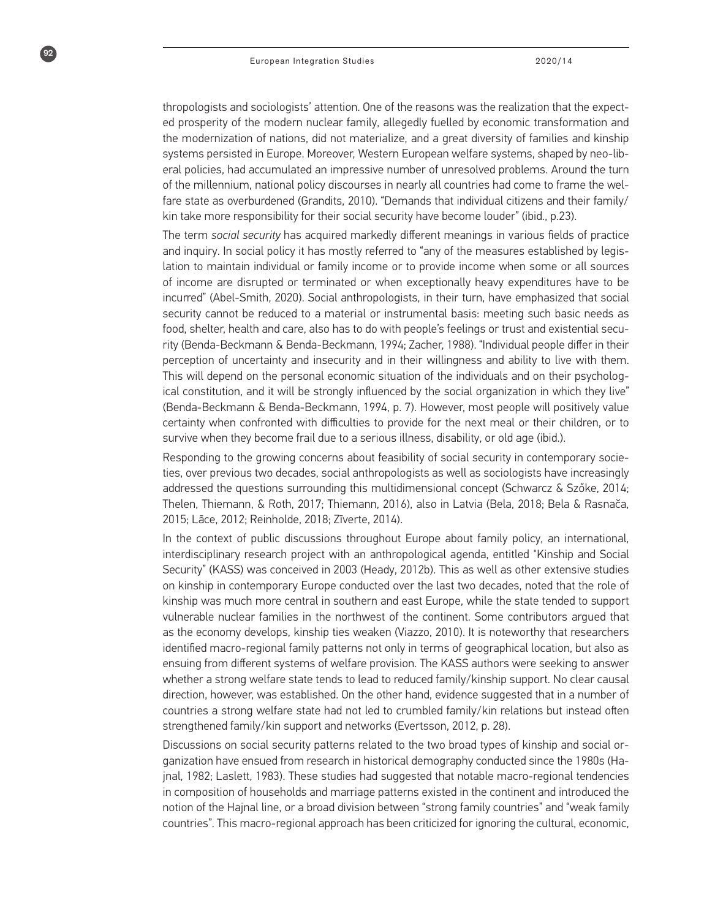thropologists and sociologists' attention. One of the reasons was the realization that the expected prosperity of the modern nuclear family, allegedly fuelled by economic transformation and the modernization of nations, did not materialize, and a great diversity of families and kinship systems persisted in Europe. Moreover, Western European welfare systems, shaped by neo-liberal policies, had accumulated an impressive number of unresolved problems. Around the turn of the millennium, national policy discourses in nearly all countries had come to frame the welfare state as overburdened (Grandits, 2010). "Demands that individual citizens and their family/kin take more responsibility for their social security have become louder" (ibid., p.23).

The term *social security* has acquired markedly different meanings in various fields of practice and inquiry. In social policy it has mostly referred to "any of the measures established by legislation to maintain individual or family income or to provide income when some or all sources of income are disrupted or terminated or when exceptionally heavy expenditures have to be incurred" (Abel-Smith, 2020). Social anthropologists, in their turn, have emphasized that social security cannot be reduced to a material or instrumental basis: meeting such basic needs as food, shelter, health and care, also has to do with people's feelings or trust and existential security (Benda-Beckmann & Benda-Beckmann, 1994; Zacher, 1988). "Individual people differ in their perception of uncertainty and insecurity and in their willingness and ability to live with them. This will depend on the personal economic situation of the individuals and on their psychological constitution, and it will be strongly influenced by the social organization in which they live" (Benda-Beckmann & Benda-Beckmann, 1994, p. 7). However, most people will positively value certainty when confronted with difficulties to provide for the next meal or their children, or to survive when they become frail due to a serious illness, disability, or old age (ibid.).

Responding to the growing concerns about feasibility of social security in contemporary societies, over previous two decades, social anthropologists as well as sociologists have increasingly addressed the questions surrounding this multidimensional concept (Schwarcz & Szőke, 2014; Thelen, Thiemann, & Roth, 2017; Thiemann, 2016), also in Latvia (Bela, 2018; Bela & Rasnača, 2015; Lāce, 2012; Reinholde, 2018; Zīverte, 2014).

In the context of public discussions throughout Europe about family policy, an international, interdisciplinary research project with an anthropological agenda, entitled "Kinship and Social Security" (KASS) was conceived in 2003 (Heady, 2012b). This as well as other extensive studies on kinship in contemporary Europe conducted over the last two decades, noted that the role of kinship was much more central in southern and east Europe, while the state tended to support vulnerable nuclear families in the northwest of the continent. Some contributors argued that as the economy develops, kinship ties weaken (Viazzo, 2010). It is noteworthy that researchers identified macro-regional family patterns not only in terms of geographical location, but also as ensuing from different systems of welfare provision. The KASS authors were seeking to answer whether a strong welfare state tends to lead to reduced family/kinship support. No clear causal direction, however, was established. On the other hand, evidence suggested that in a number of countries a strong welfare state had not led to crumbled family/kin relations but instead often strengthened family/kin support and networks (Evertsson, 2012, p. 28).

Discussions on social security patterns related to the two broad types of kinship and social organization have ensued from research in historical demography conducted since the 1980s (Hajnal, 1982; Laslett, 1983). These studies had suggested that notable macro-regional tendencies in composition of households and marriage patterns existed in the continent and introduced the notion of the Hajnal line, or a broad division between "strong family countries" and "weak family countries". This macro-regional approach has been criticized for ignoring the cultural, economic,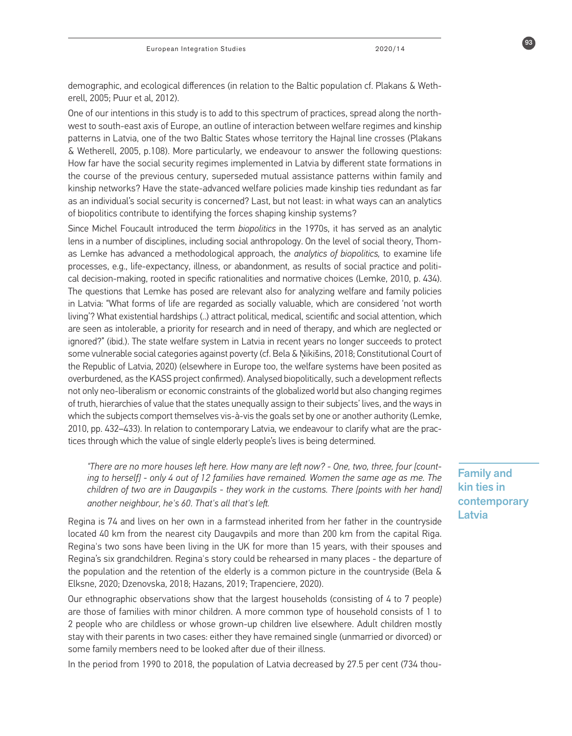demographic, and ecological differences (in relation to the Baltic population cf. Plakans & Wetherell, 2005; Puur et al, 2012).

One of our intentions in this study is to add to this spectrum of practices, spread along the north-west to south-east axis of Europe, an outline of interaction between welfare regimes and kinship patterns in Latvia, one of the two Baltic States whose territory the Hajnal line crosses (Plakans & Wetherell, 2005, p.108). More particularly, we endeavour to answer the following questions: How far have the social security regimes implemented in Latvia by different state formations in the course of the previous century, superseded mutual assistance patterns within family and kinship networks? Have the state-advanced welfare policies made kinship ties redundant as far as an individual's social security is concerned? Last, but not least: in what ways can an analytics of biopolitics contribute to identifying the forces shaping kinship systems?

Since Michel Foucault introduced the term *biopolitics* in the 1970s, it has served as an analytic lens in a number of disciplines, including social anthropology. On the level of social theory, Thomas Lemke has advanced a methodological approach, the *analytics of biopolitics,* to examine life processes, e.g., life-expectancy, illness, or abandonment, as results of social practice and political decision-making, rooted in specific rationalities and normative choices (Lemke, 2010, p. 434). The questions that Lemke has posed are relevant also for analyzing welfare and family policies in Latvia: "What forms of life are regarded as socially valuable, which are considered 'not worth living'? What existential hardships (..) attract political, medical, scientific and social attention, which are seen as intolerable, a priority for research and in need of therapy, and which are neglected or ignored?" (ibid.). The state welfare system in Latvia in recent years no longer succeeds to protect some vulnerable social categories against poverty (cf. Bela & Ņikišins, 2018; Constitutional Court of the Republic of Latvia, 2020) (elsewhere in Europe too, the welfare systems have been posited as overburdened, as the KASS project confirmed). Analysed biopolitically, such a development reflects not only neo-liberalism or economic constraints of the globalized world but also changing regimes of truth, hierarchies of value that the states unequally assign to their subjects' lives, and the ways in which the subjects comport themselves vis-à-vis the goals set by one or another authority (Lemke, 2010, pp. 432–433). In relation to contemporary Latvia, we endeavour to clarify what are the practices through which the value of single elderly people's lives is being determined.

## Family and kin ties in contemporary Latvia

> *"There are no more houses left here. How many are left now? - One, two, three, four [counting to herself] - only 4 out of 12 families have remained. Women the same age as me. The children of two are in Daugavpils - they work in the customs. There [points with her hand] another neighbour, he's 60. That's all that's left.*

Regina is 74 and lives on her own in a farmstead inherited from her father in the countryside located 40 km from the nearest city Daugavpils and more than 200 km from the capital Riga. Regina's two sons have been living in the UK for more than 15 years, with their spouses and Regina's six grandchildren. Regina's story could be rehearsed in many places - the departure of the population and the retention of the elderly is a common picture in the countryside (Bela & Elksne, 2020; Dzenovska, 2018; Hazans, 2019; Trapenciere, 2020).

Our ethnographic observations show that the largest households (consisting of 4 to 7 people) are those of families with minor children. A more common type of household consists of 1 to 2 people who are childless or whose grown-up children live elsewhere. Adult children mostly stay with their parents in two cases: either they have remained single (unmarried or divorced) or some family members need to be looked after due of their illness.

In the period from 1990 to 2018, the population of Latvia decreased by 27.5 per cent (734 thou-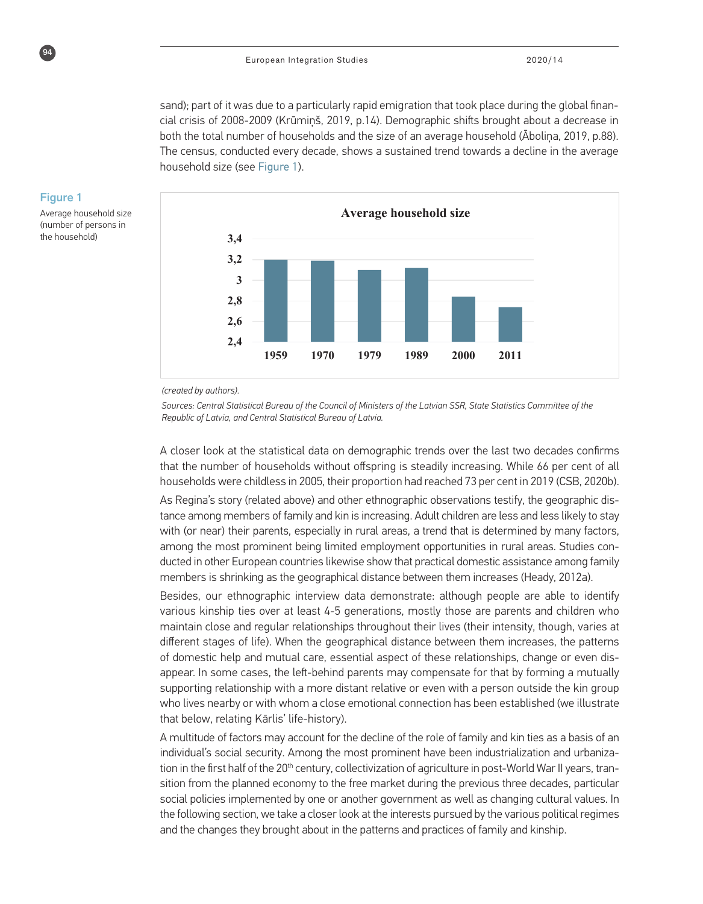sand); part of it was due to a particularly rapid emigration that took place during the global financial crisis of 2008-2009 (Krūmiņš, 2019, p.14). Demographic shifts brought about a decrease in both the total number of households and the size of an average household (Āboliņa, 2019, p.88). The census, conducted every decade, shows a sustained trend towards a decline in the average household size (see Figure 1).

**Figure 1**

Average household size (number of persons in the household)

*(created by authors).*

*Sources: Central Statistical Bureau of the Council of Ministers of the Latvian SSR, State Statistics Committee of the Republic of Latvia, and Central Statistical Bureau of Latvia.*

A closer look at the statistical data on demographic trends over the last two decades confirms that the number of households without offspring is steadily increasing. While 66 per cent of all households were childless in 2005, their proportion had reached 73 per cent in 2019 (CSB, 2020b).

As Regina's story (related above) and other ethnographic observations testify, the geographic distance among members of family and kin is increasing. Adult children are less and less likely to stay with (or near) their parents, especially in rural areas, a trend that is determined by many factors, among the most prominent being limited employment opportunities in rural areas. Studies conducted in other European countries likewise show that practical domestic assistance among family members is shrinking as the geographical distance between them increases (Heady, 2012a).

Besides, our ethnographic interview data demonstrate: although people are able to identify various kinship ties over at least 4-5 generations, mostly those are parents and children who maintain close and regular relationships throughout their lives (their intensity, though, varies at different stages of life). When the geographical distance between them increases, the patterns of domestic help and mutual care, essential aspect of these relationships, change or even disappear. In some cases, the left-behind parents may compensate for that by forming a mutually supporting relationship with a more distant relative or even with a person outside the kin group who lives nearby or with whom a close emotional connection has been established (we illustrate that below, relating Kārlis' life-history).

A multitude of factors may account for the decline of the role of family and kin ties as a basis of an individual's social security. Among the most prominent have been industrialization and urbanization in the first half of the 20th century, collectivization of agriculture in post-World War II years, transition from the planned economy to the free market during the previous three decades, particular social policies implemented by one or another government as well as changing cultural values. In the following section, we take a closer look at the interests pursued by the various political regimes and the changes they brought about in the patterns and practices of family and kinship.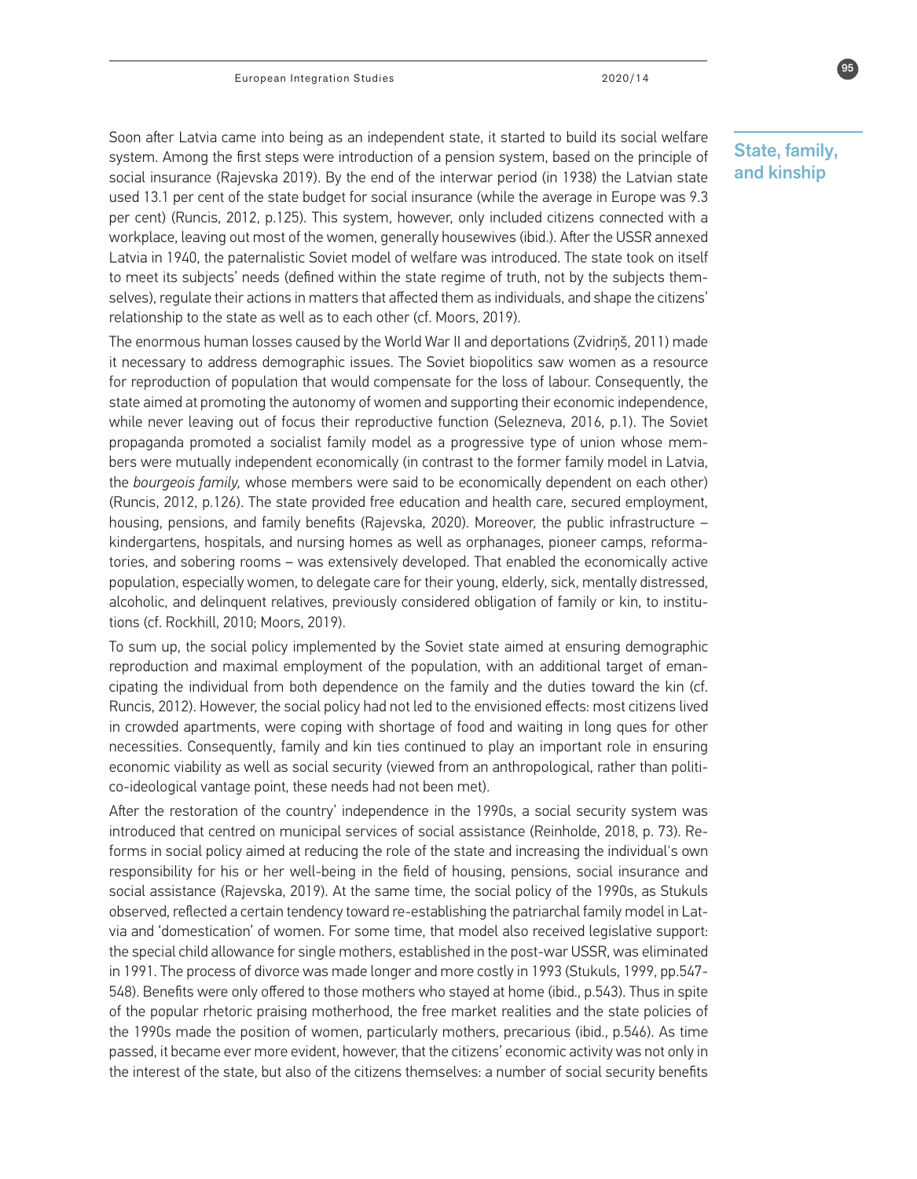## State, family, and kinship

Soon after Latvia came into being as an independent state, it started to build its social welfare system. Among the first steps were introduction of a pension system, based on the principle of social insurance (Rajevska 2019). By the end of the interwar period (in 1938) the Latvian state used 13.1 per cent of the state budget for social insurance (while the average in Europe was 9.3 per cent) (Runcis, 2012, p.125). This system, however, only included citizens connected with a workplace, leaving out most of the women, generally housewives (ibid.). After the USSR annexed Latvia in 1940, the paternalistic Soviet model of welfare was introduced. The state took on itself to meet its subjects' needs (defined within the state regime of truth, not by the subjects themselves), regulate their actions in matters that affected them as individuals, and shape the citizens' relationship to the state as well as to each other (cf. Moors, 2019).

The enormous human losses caused by the World War II and deportations (Zvidriņš, 2011) made it necessary to address demographic issues. The Soviet biopolitics saw women as a resource for reproduction of population that would compensate for the loss of labour. Consequently, the state aimed at promoting the autonomy of women and supporting their economic independence, while never leaving out of focus their reproductive function (Selezneva, 2016, p.1). The Soviet propaganda promoted a socialist family model as a progressive type of union whose members were mutually independent economically (in contrast to the former family model in Latvia, the *bourgeois family,* whose members were said to be economically dependent on each other) (Runcis, 2012, p.126). The state provided free education and health care, secured employment, housing, pensions, and family benefits (Rajevska, 2020). Moreover, the public infrastructure – kindergartens, hospitals, and nursing homes as well as orphanages, pioneer camps, reformatories, and sobering rooms – was extensively developed. That enabled the economically active population, especially women, to delegate care for their young, elderly, sick, mentally distressed, alcoholic, and delinquent relatives, previously considered obligation of family or kin, to institutions (cf. Rockhill, 2010; Moors, 2019).

To sum up, the social policy implemented by the Soviet state aimed at ensuring demographic reproduction and maximal employment of the population, with an additional target of emancipating the individual from both dependence on the family and the duties toward the kin (cf. Runcis, 2012). However, the social policy had not led to the envisioned effects: most citizens lived in crowded apartments, were coping with shortage of food and waiting in long ques for other necessities. Consequently, family and kin ties continued to play an important role in ensuring economic viability as well as social security (viewed from an anthropological, rather than politico-ideological vantage point, these needs had not been met).

After the restoration of the country' independence in the 1990s, a social security system was introduced that centred on municipal services of social assistance (Reinholde, 2018, p. 73). Reforms in social policy aimed at reducing the role of the state and increasing the individual's own responsibility for his or her well-being in the field of housing, pensions, social insurance and social assistance (Rajevska, 2019). At the same time, the social policy of the 1990s, as Stukuls observed, reflected a certain tendency toward re-establishing the patriarchal family model in Latvia and 'domestication' of women. For some time, that model also received legislative support: the special child allowance for single mothers, established in the post-war USSR, was eliminated in 1991. The process of divorce was made longer and more costly in 1993 (Stukuls, 1999, pp.547-548). Benefits were only offered to those mothers who stayed at home (ibid., p.543). Thus in spite of the popular rhetoric praising motherhood, the free market realities and the state policies of the 1990s made the position of women, particularly mothers, precarious (ibid., p.546). As time passed, it became ever more evident, however, that the citizens' economic activity was not only in the interest of the state, but also of the citizens themselves: a number of social security benefits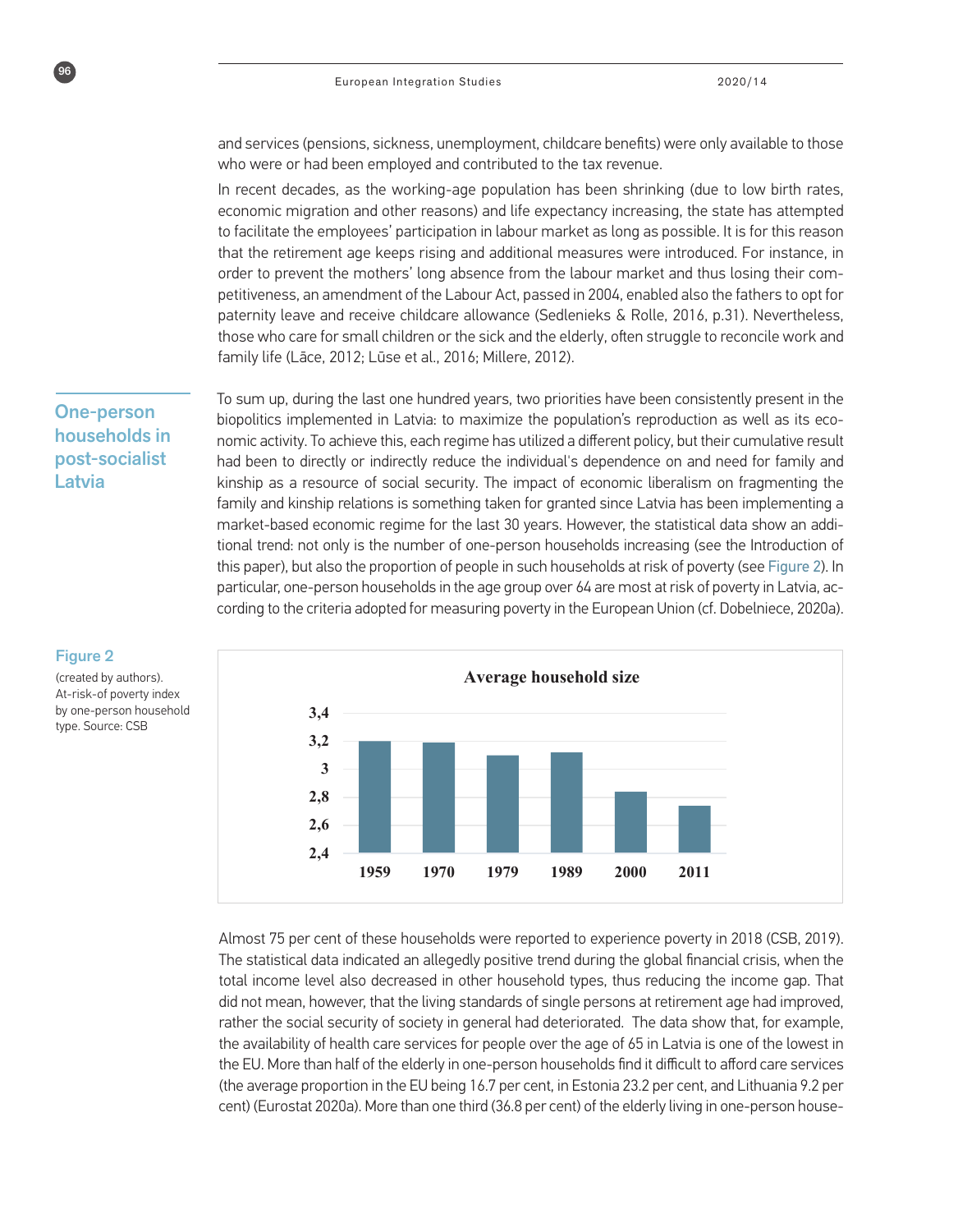and services (pensions, sickness, unemployment, childcare benefits) were only available to those who were or had been employed and contributed to the tax revenue.

In recent decades, as the working-age population has been shrinking (due to low birth rates, economic migration and other reasons) and life expectancy increasing, the state has attempted to facilitate the employees' participation in labour market as long as possible. It is for this reason that the retirement age keeps rising and additional measures were introduced. For instance, in order to prevent the mothers' long absence from the labour market and thus losing their competitiveness, an amendment of the Labour Act, passed in 2004, enabled also the fathers to opt for paternity leave and receive childcare allowance (Sedlenieks & Rolle, 2016, p.31). Nevertheless, those who care for small children or the sick and the elderly, often struggle to reconcile work and family life (Lāce, 2012; Lūse et al., 2016; Millere, 2012).

## One-person households in post-socialist Latvia

To sum up, during the last one hundred years, two priorities have been consistently present in the biopolitics implemented in Latvia: to maximize the population's reproduction as well as its economic activity. To achieve this, each regime has utilized a different policy, but their cumulative result had been to directly or indirectly reduce the individual's dependence on and need for family and kinship as a resource of social security. The impact of economic liberalism on fragmenting the family and kinship relations is something taken for granted since Latvia has been implementing a market-based economic regime for the last 30 years. However, the statistical data show an additional trend: not only is the number of one-person households increasing (see the Introduction of this paper), but also the proportion of people in such households at risk of poverty (see Figure 2). In particular, one-person households in the age group over 64 are most at risk of poverty in Latvia, according to the criteria adopted for measuring poverty in the European Union (cf. Dobelniece, 2020a).

**Figure 2**

(created by authors). At-risk-of poverty index by one-person household type. Source: CSB

Almost 75 per cent of these households were reported to experience poverty in 2018 (CSB, 2019). The statistical data indicated an allegedly positive trend during the global financial crisis, when the total income level also decreased in other household types, thus reducing the income gap. That did not mean, however, that the living standards of single persons at retirement age had improved, rather the social security of society in general had deteriorated. The data show that, for example, the availability of health care services for people over the age of 65 in Latvia is one of the lowest in the EU. More than half of the elderly in one-person households find it difficult to afford care services (the average proportion in the EU being 16.7 per cent, in Estonia 23.2 per cent, and Lithuania 9.2 per cent) (Eurostat 2020a). More than one third (36.8 per cent) of the elderly living in one-person house-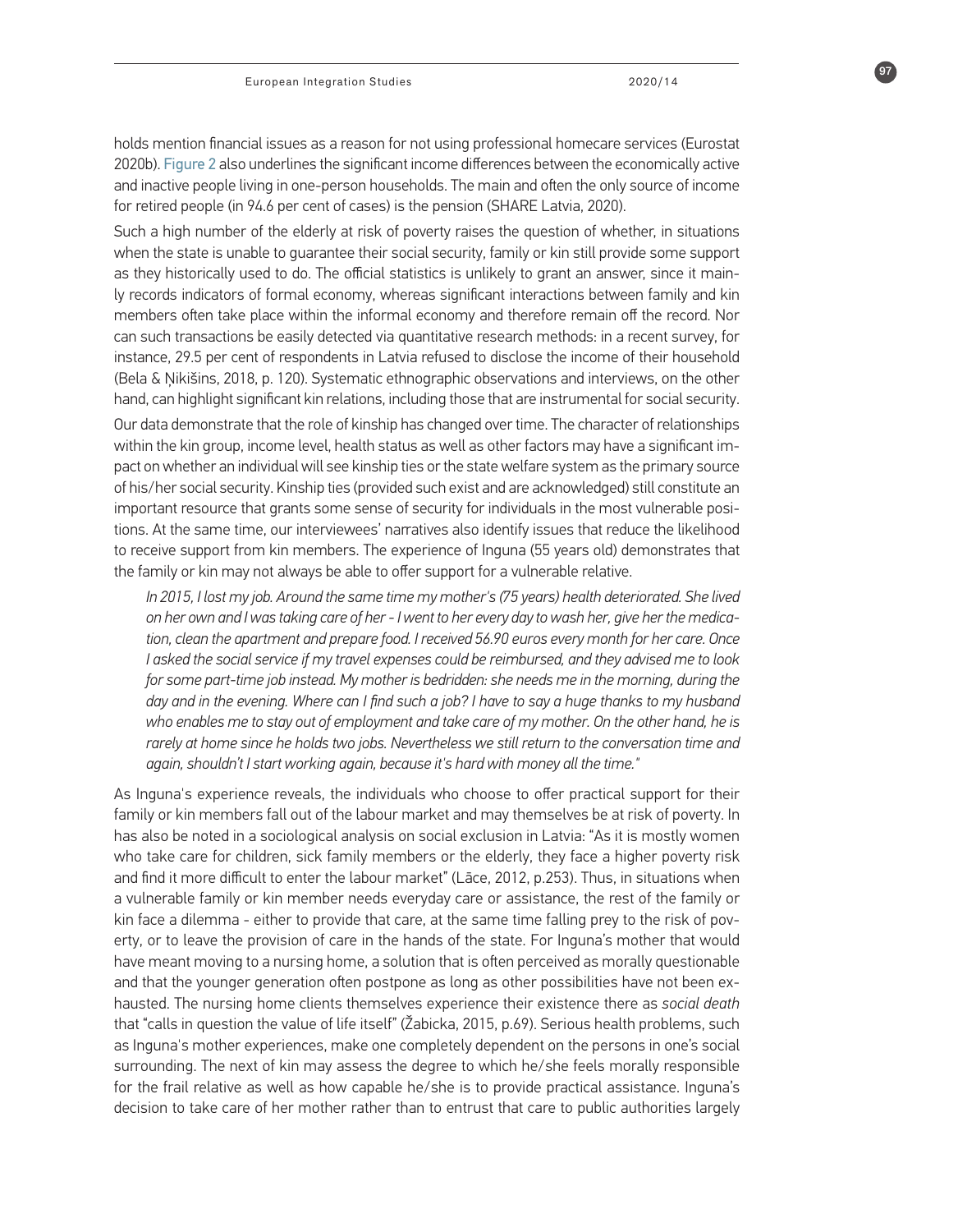holds mention financial issues as a reason for not using professional homecare services (Eurostat 2020b). Figure 2 also underlines the significant income differences between the economically active and inactive people living in one-person households. The main and often the only source of income for retired people (in 94.6 per cent of cases) is the pension (SHARE Latvia, 2020).

Such a high number of the elderly at risk of poverty raises the question of whether, in situations when the state is unable to guarantee their social security, family or kin still provide some support as they historically used to do. The official statistics is unlikely to grant an answer, since it mainly records indicators of formal economy, whereas significant interactions between family and kin members often take place within the informal economy and therefore remain off the record. Nor can such transactions be easily detected via quantitative research methods: in a recent survey, for instance, 29.5 per cent of respondents in Latvia refused to disclose the income of their household (Bela & Ņikišins, 2018, p. 120). Systematic ethnographic observations and interviews, on the other hand, can highlight significant kin relations, including those that are instrumental for social security.

Our data demonstrate that the role of kinship has changed over time. The character of relationships within the kin group, income level, health status as well as other factors may have a significant impact on whether an individual will see kinship ties or the state welfare system as the primary source of his/her social security. Kinship ties (provided such exist and are acknowledged) still constitute an important resource that grants some sense of security for individuals in the most vulnerable positions. At the same time, our interviewees' narratives also identify issues that reduce the likelihood to receive support from kin members. The experience of Inguna (55 years old) demonstrates that the family or kin may not always be able to offer support for a vulnerable relative.

> *In 2015, I lost my job. Around the same time my mother's (75 years) health deteriorated. She lived on her own and I was taking care of her - I went to her every day to wash her, give her the medication, clean the apartment and prepare food. I received 56.90 euros every month for her care. Once I asked the social service if my travel expenses could be reimbursed, and they advised me to look for some part-time job instead. My mother is bedridden: she needs me in the morning, during the day and in the evening. Where can I find such a job? I have to say a huge thanks to my husband who enables me to stay out of employment and take care of my mother. On the other hand, he is rarely at home since he holds two jobs. Nevertheless we still return to the conversation time and again, shouldn't I start working again, because it's hard with money all the time."*

As Inguna's experience reveals, the individuals who choose to offer practical support for their family or kin members fall out of the labour market and may themselves be at risk of poverty. In has also been noted in a sociological analysis on social exclusion in Latvia: "As it is mostly women who take care for children, sick family members or the elderly, they face a higher poverty risk and find it more difficult to enter the labour market" (Lāce, 2012, p.253). Thus, in situations when a vulnerable family or kin member needs everyday care or assistance, the rest of the family or kin face a dilemma - either to provide that care, at the same time falling prey to the risk of poverty, or to leave the provision of care in the hands of the state. For Inguna's mother that would have meant moving to a nursing home, a solution that is often perceived as morally questionable and that the younger generation often postpone as long as other possibilities have not been exhausted. The nursing home clients themselves experience their existence there as *social death* that "calls in question the value of life itself" (Žabicka, 2015, p.69). Serious health problems, such as Inguna's mother experiences, make one completely dependent on the persons in one's social surrounding. The next of kin may assess the degree to which he/she feels morally responsible for the frail relative as well as how capable he/she is to provide practical assistance. Inguna's decision to take care of her mother rather than to entrust that care to public authorities largely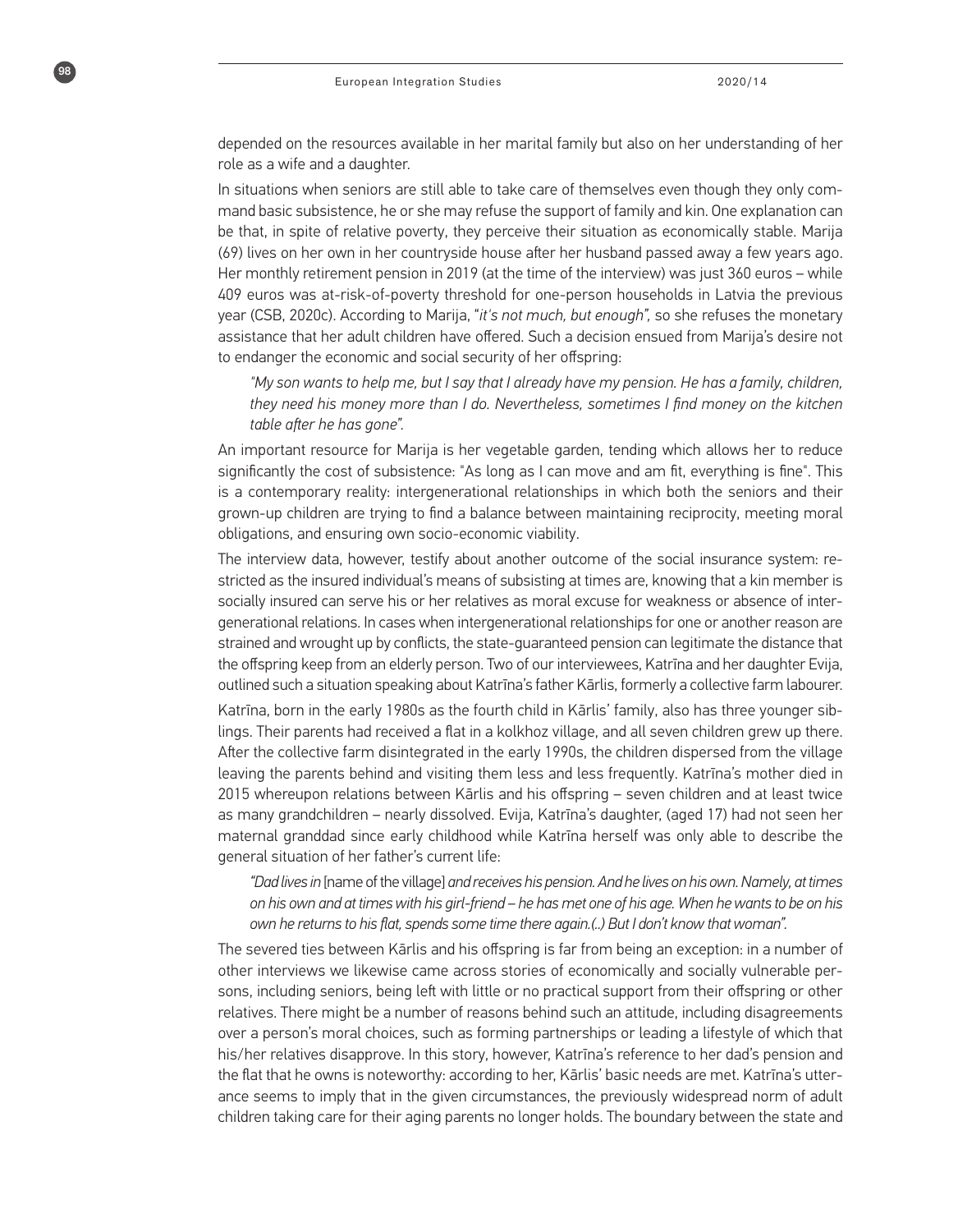depended on the resources available in her marital family but also on her understanding of her role as a wife and a daughter.

In situations when seniors are still able to take care of themselves even though they only command basic subsistence, he or she may refuse the support of family and kin. One explanation can be that, in spite of relative poverty, they perceive their situation as economically stable. Marija (69) lives on her own in her countryside house after her husband passed away a few years ago. Her monthly retirement pension in 2019 (at the time of the interview) was just 360 euros – while 409 euros was at-risk-of-poverty threshold for one-person households in Latvia the previous year (CSB, 2020c). According to Marija, "*it's not much, but enough*", so she refuses the monetary assistance that her adult children have offered. Such a decision ensued from Marija's desire not to endanger the economic and social security of her offspring:

> *"My son wants to help me, but I say that I already have my pension. He has a family, children, they need his money more than I do. Nevertheless, sometimes I find money on the kitchen table after he has gone".*

An important resource for Marija is her vegetable garden, tending which allows her to reduce significantly the cost of subsistence: "As long as I can move and am fit, everything is fine". This is a contemporary reality: intergenerational relationships in which both the seniors and their grown-up children are trying to find a balance between maintaining reciprocity, meeting moral obligations, and ensuring own socio-economic viability.

The interview data, however, testify about another outcome of the social insurance system: restricted as the insured individual's means of subsisting at times are, knowing that a kin member is socially insured can serve his or her relatives as moral excuse for weakness or absence of intergenerational relations. In cases when intergenerational relationships for one or another reason are strained and wrought up by conflicts, the state-guaranteed pension can legitimate the distance that the offspring keep from an elderly person. Two of our interviewees, Katrīna and her daughter Evija, outlined such a situation speaking about Katrīna's father Kārlis, formerly a collective farm labourer.

Katrīna, born in the early 1980s as the fourth child in Kārlis' family, also has three younger siblings. Their parents had received a flat in a kolkhoz village, and all seven children grew up there. After the collective farm disintegrated in the early 1990s, the children dispersed from the village leaving the parents behind and visiting them less and less frequently. Katrīna's mother died in 2015 whereupon relations between Kārlis and his offspring – seven children and at least twice as many grandchildren – nearly dissolved. Evija, Katrīna's daughter, (aged 17) had not seen her maternal granddad since early childhood while Katrīna herself was only able to describe the general situation of her father's current life:

> *"Dad lives in* [name of the village] *and receives his pension. And he lives on his own. Namely, at times on his own and at times with his girl-friend – he has met one of his age. When he wants to be on his own he returns to his flat, spends some time there again.(..) But I don't know that woman".*

The severed ties between Kārlis and his offspring is far from being an exception: in a number of other interviews we likewise came across stories of economically and socially vulnerable persons, including seniors, being left with little or no practical support from their offspring or other relatives. There might be a number of reasons behind such an attitude, including disagreements over a person's moral choices, such as forming partnerships or leading a lifestyle of which that his/her relatives disapprove. In this story, however, Katrīna's reference to her dad's pension and the flat that he owns is noteworthy: according to her, Kārlis' basic needs are met. Katrīna's utterance seems to imply that in the given circumstances, the previously widespread norm of adult children taking care for their aging parents no longer holds. The boundary between the state and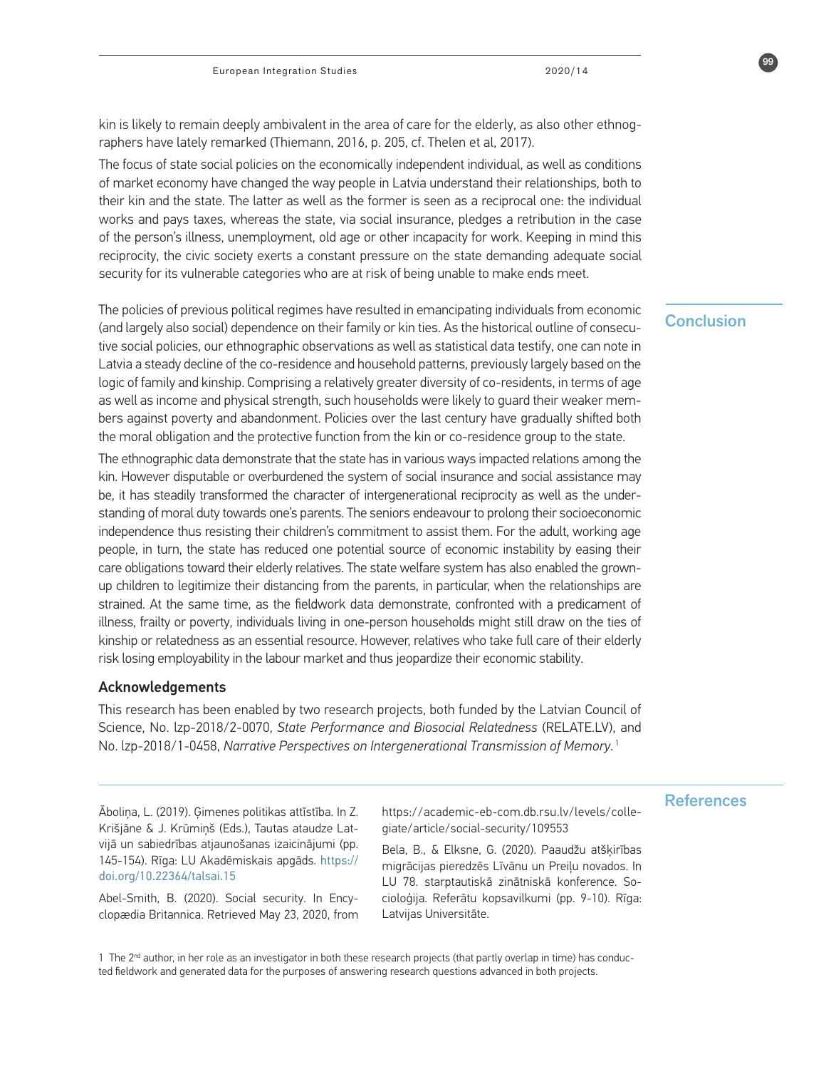kin is likely to remain deeply ambivalent in the area of care for the elderly, as also other ethnographers have lately remarked (Thiemann, 2016, p. 205, cf. Thelen et al, 2017).

The focus of state social policies on the economically independent individual, as well as conditions of market economy have changed the way people in Latvia understand their relationships, both to their kin and the state. The latter as well as the former is seen as a reciprocal one: the individual works and pays taxes, whereas the state, via social insurance, pledges a retribution in the case of the person's illness, unemployment, old age or other incapacity for work. Keeping in mind this reciprocity, the civic society exerts a constant pressure on the state demanding adequate social security for its vulnerable categories who are at risk of being unable to make ends meet.

## Conclusion

The policies of previous political regimes have resulted in emancipating individuals from economic (and largely also social) dependence on their family or kin ties. As the historical outline of consecutive social policies, our ethnographic observations as well as statistical data testify, one can note in Latvia a steady decline of the co-residence and household patterns, previously largely based on the logic of family and kinship. Comprising a relatively greater diversity of co-residents, in terms of age as well as income and physical strength, such households were likely to guard their weaker members against poverty and abandonment. Policies over the last century have gradually shifted both the moral obligation and the protective function from the kin or co-residence group to the state.

The ethnographic data demonstrate that the state has in various ways impacted relations among the kin. However disputable or overburdened the system of social insurance and social assistance may be, it has steadily transformed the character of intergenerational reciprocity as well as the understanding of moral duty towards one's parents. The seniors endeavour to prolong their socioeconomic independence thus resisting their children's commitment to assist them. For the adult, working age people, in turn, the state has reduced one potential source of economic instability by easing their care obligations toward their elderly relatives. The state welfare system has also enabled the grown-up children to legitimize their distancing from the parents, in particular, when the relationships are strained. At the same time, as the fieldwork data demonstrate, confronted with a predicament of illness, frailty or poverty, individuals living in one-person households might still draw on the ties of kinship or relatedness as an essential resource. However, relatives who take full care of their elderly risk losing employability in the labour market and thus jeopardize their economic stability.

### Acknowledgements

This research has been enabled by two research projects, both funded by the Latvian Council of Science, No. lzp-2018/2-0070, *State Performance and Biosocial Relatedness* (RELATE.LV), and No. lzp-2018/1-0458, *Narrative Perspectives on Intergenerational Transmission of Memory.*[1]

## References

Āboliņa, L. (2019). Ģimenes politikas attīstība. In Z. Krišjāne & J. Krūmiņš (Eds.), Tautas ataudze Latvijā un sabiedrības atjaunošanas izaicinājumi (pp. 145-154). Rīga: LU Akadēmiskais apgāds. https://doi.org/10.22364/talsai.15

Abel-Smith, B. (2020). Social security. In Encyclopædia Britannica. Retrieved May 23, 2020, from https://academic-eb-com.db.rsu.lv/levels/collegiate/article/social-security/109553

Bela, B., & Elksne, G. (2020). Paaudžu atšķirības migrācijas pieredzēs Līvānu un Preiļu novados. In LU 78. starptautiskā zinātniskā konference. Socioloģija. Referātu kopsavilkumi (pp. 9-10). Rīga: Latvijas Universitāte.

[1] The 2nd author, in her role as an investigator in both these research projects (that partly overlap in time) has conducted fieldwork and generated data for the purposes of answering research questions advanced in both projects.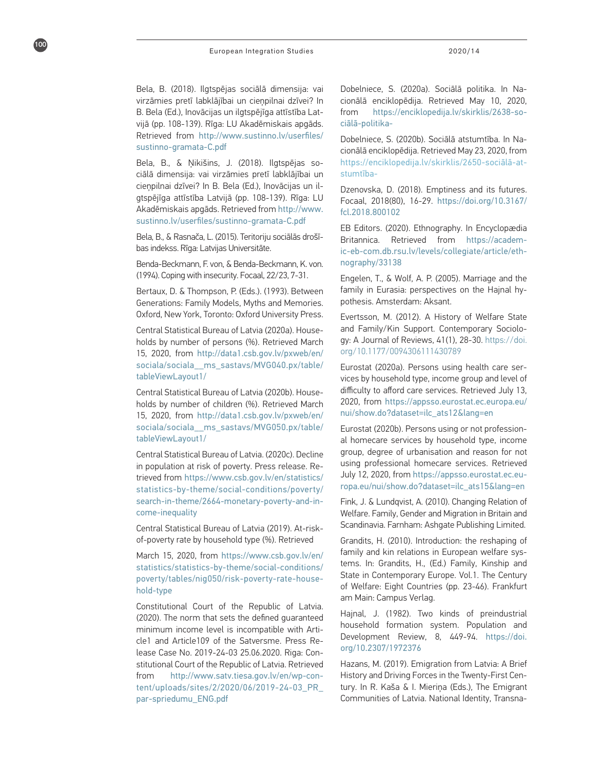Bela, B. (2018). Ilgtspējas sociālā dimensija: vai virzāmies pretī labklājībai un cieņpilnai dzīvei? In B. Bela (Ed.), Inovācijas un ilgtspējīga attīstība Latvijā (pp. 108-139). Rīga: LU Akadēmiskais apgāds. Retrieved from http://www.sustinno.lv/userfiles/sustinno-gramata-C.pdf

Bela, B., & Ņikišins, J. (2018). Ilgtspējas sociālā dimensija: vai virzāmies pretī labklājībai un cieņpilnai dzīvei? In B. Bela (Ed.), Inovācijas un ilgtspējīga attīstība Latvijā (pp. 108-139). Rīga: LU Akadēmiskais apgāds. Retrieved from http://www.sustinno.lv/userfiles/sustinno-gramata-C.pdf

Bela, B., & Rasnača, L. (2015). Teritoriju sociālās drošības indekss. Rīga: Latvijas Universitāte.

Benda-Beckmann, F. von, & Benda-Beckmann, K. von. (1994). Coping with insecurity. Focaal, 22/23, 7-31.

Bertaux, D. & Thompson, P. (Eds.). (1993). Between Generations: Family Models, Myths and Memories. Oxford, New York, Toronto: Oxford University Press.

Central Statistical Bureau of Latvia (2020a). Households by number of persons (%). Retrieved March 15, 2020, from http://data1.csb.gov.lv/pxweb/en/sociala/sociala__ms_sastavs/MVG040.px/table/tableViewLayout1/

Central Statistical Bureau of Latvia (2020b). Households by number of children (%). Retrieved March 15, 2020, from http://data1.csb.gov.lv/pxweb/en/sociala/sociala__ms_sastavs/MVG050.px/table/tableViewLayout1/

Central Statistical Bureau of Latvia. (2020c). Decline in population at risk of poverty. Press release. Retrieved from https://www.csb.gov.lv/en/statistics/statistics-by-theme/social-conditions/poverty/search-in-theme/2664-monetary-poverty-and-income-inequality

Central Statistical Bureau of Latvia (2019). At-risk-of-poverty rate by household type (%). Retrieved March 15, 2020, from https://www.csb.gov.lv/en/statistics/statistics-by-theme/social-conditions/poverty/tables/nig050/risk-poverty-rate-household-type

Constitutional Court of the Republic of Latvia. (2020). The norm that sets the defined guaranteed minimum income level is incompatible with Article1 and Article109 of the Satversme. Press Release Case No. 2019-24-03 25.06.2020. Riga: Constitutional Court of the Republic of Latvia. Retrieved from http://www.satv.tiesa.gov.lv/en/wp-content/uploads/sites/2/2020/06/2019-24-03_PR_par-spriedumu_ENG.pdf

Dobelniece, S. (2020a). Sociālā politika. In Nacionālā enciklopēdija. Retrieved May 10, 2020, from https://enciklopedija.lv/skirklis/2638-sociālā-politika-

Dobelniece, S. (2020b). Sociālā atstumtība. In Nacionālā enciklopēdija. Retrieved May 23, 2020, from https://enciklopedija.lv/skirklis/2650-sociālā-atstumtība-

Dzenovska, D. (2018). Emptiness and its futures. Focaal, 2018(80), 16-29. https://doi.org/10.3167/fcl.2018.800102

EB Editors. (2020). Ethnography. In Encyclopædia Britannica. Retrieved from https://academic-eb-com.db.rsu.lv/levels/collegiate/article/ethnography/33138

Engelen, T., & Wolf, A. P. (2005). Marriage and the family in Eurasia: perspectives on the Hajnal hypothesis. Amsterdam: Aksant.

Evertsson, M. (2012). A History of Welfare State and Family/Kin Support. Contemporary Sociology: A Journal of Reviews, 41(1), 28-30. https://doi.org/10.1177/0094306111430789

Eurostat (2020a). Persons using health care services by household type, income group and level of difficulty to afford care services. Retrieved July 13, 2020, from https://appsso.eurostat.ec.europa.eu/nui/show.do?dataset=ilc_ats12&lang=en

Eurostat (2020b). Persons using or not professional homecare services by household type, income group, degree of urbanisation and reason for not using professional homecare services. Retrieved July 12, 2020, from https://appsso.eurostat.ec.europa.eu/nui/show.do?dataset=ilc_ats15&lang=en

Fink, J. & Lundqvist, A. (2010). Changing Relation of Welfare. Family, Gender and Migration in Britain and Scandinavia. Farnham: Ashgate Publishing Limited.

Grandits, H. (2010). Introduction: the reshaping of family and kin relations in European welfare systems. In: Grandits, H., (Ed.) Family, Kinship and State in Contemporary Europe. Vol.1. The Century of Welfare: Eight Countries (pp. 23-46). Frankfurt am Main: Campus Verlag.

Hajnal, J. (1982). Two kinds of preindustrial household formation system. Population and Development Review, 8, 449-94. https://doi.org/10.2307/1972376

Hazans, M. (2019). Emigration from Latvia: A Brief History and Driving Forces in the Twenty-First Century. In R. Kaša & I. Mieriņa (Eds.), The Emigrant Communities of Latvia. National Identity, Transna-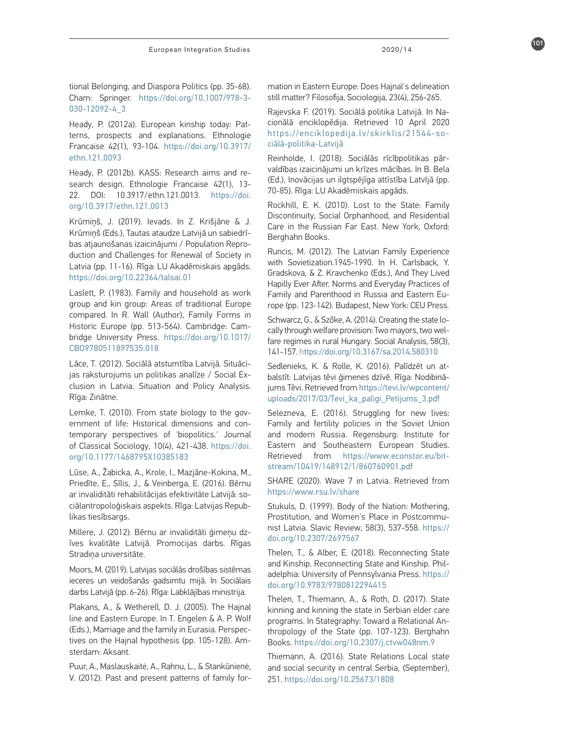tional Belonging, and Diaspora Politics (pp. 35-68). Cham: Springer. https://doi.org/10.1007/978-3-030-12092-4_3

Heady, P. (2012a). European kinship today: Patterns, prospects and explanations. Ethnologie Francaise 42(1), 93-104. https://doi.org/10.3917/ethn.121.0093

Heady, P. (2012b). KASS: Research aims and research design. Ethnologie Francaise 42(1), 13-22. DOI: 10.3917/ethn.121.0013. https://doi.org/10.3917/ethn.121.0013

Krūmiņš, J. (2019). Ievads. In Z. Krišjāne & J. Krūmiņš (Eds.), Tautas ataudze Latvijā un sabiedrības atjaunošanas izaicinājumi / Population Reproduction and Challenges for Renewal of Society in Latvia (pp. 11-16). Rīga: LU Akadēmiskais apgāds. https://doi.org/10.22364/talsai.01

Laslett, P. (1983). Family and household as work group and kin group: Areas of traditional Europe compared. In R. Wall (Author), Family Forms in Historic Europe (pp. 513-564). Cambridge: Cambridge University Press. https://doi.org/10.1017/CBO9780511897535.018

Lāce, T. (2012). Sociālā atstumtība Latvijā. Situācijas raksturojums un politikas analīze / Social Exclusion in Latvia. Situation and Policy Analysis. Rīga: Zinātne.

Lemke, T. (2010). From state biology to the government of life: Historical dimensions and contemporary perspectives of 'biopolitics.' Journal of Classical Sociology, 10(4), 421-438. https://doi.org/10.1177/1468795X10385183

Lūse, A., Žabicka, A., Krole, I., Mazjāne-Kokina, M., Priedīte, E., Sīlis, J., & Veinberga, E. (2016). Bērnu ar invaliditāti rehabilitācijas efektivitāte Latvijā: sociālantropoloģiskais aspekts. Rīga: Latvijas Republikas tiesībsargs.

Millere, J. (2012). Bērnu ar invaliditāti ģimeņu dzīves kvalitāte Latvijā. Promocijas darbs. Rīgas Stradiņa universitāte.

Moors, M. (2019). Latvijas sociālās drošības sistēmas ieceres un veidošanās gadsimtu mijā. In Sociālais darbs Latvijā (pp. 6-26). Rīga: Labklājības ministrija.

Plakans, A., & Wetherell, D. J. (2005). The Hajnal line and Eastern Europe. In T. Engelen & A. P. Wolf (Eds.), Marriage and the family in Eurasia. Perspectives on the Hajnal hypothesis (pp. 105-128). Amsterdam: Aksant.

Puur, A., Maslauskaitė, A., Rahnu, L., & Stankūnienė, V. (2012). Past and present patterns of family formation in Eastern Europe: Does Hajnal's delineation still matter? Filosofija, Sociologija, 23(4), 256-265.

Rajevska F. (2019). Sociālā politika Latvijā. In Nacionālā enciklopēdija. Retrieved 10 April 2020 https://enciklopedija.lv/skirklis/21544-sociālā-politika-Latvijā

Reinholde, I. (2018). Sociālās rīcībpolitikas pārvaldības izaicinājumi un krīzes mācības. In B. Bela (Ed.), Inovācijas un ilgtspējīga attīstība Latvijā (pp. 70-85). Rīga: LU Akadēmiskais apgāds.

Rockhill, E. K. (2010). Lost to the State: Family Discontinuity, Social Orphanhood, and Residential Care in the Russian Far East. New York, Oxford: Berghahn Books.

Runcis, M. (2012). The Latvian Family Experience with Sovietization.1945-1990. In H. Carlsback, Y. Gradskova, & Z. Kravchenko (Eds.), And They Lived Hapilly Ever After. Norms and Everyday Practices of Family and Parenthood in Russia and Eastern Europe (pp. 123-142). Budapest, New York: CEU Press.

Schwarcz, G., & Szőke, A. (2014). Creating the state locally through welfare provision: Two mayors, two welfare regimes in rural Hungary. Social Analysis, 58(3), 141-157. https://doi.org/10.3167/sa.2014.580310

Sedlenieks, K. & Rolle, K. (2016). Palīdzēt un atbalstīt: Latvijas tēvi ģimenes dzīvē. Rīga: Nodibinājums Tēvi. Retrieved from https://tevi.lv/wpcontent/uploads/2017/03/Tevi_ka_paligi_Petijums_3.pdf

Selezneva, E. (2016). Struggling for new lives: Family and fertility policies in the Soviet Union and modern Russia. Regensburg: Institute for Eastern and Southeastern European Studies. Retrieved from https://www.econstor.eu/bitstream/10419/148912/1/860760901.pdf

SHARE (2020). Wave 7 in Latvia. Retrieved from https://www.rsu.lv/share

Stukuls, D. (1999). Body of the Nation: Mothering, Prostitution, and Women's Place in Postcommunist Latvia. Slavic Review, 58(3), 537-558. https://doi.org/10.2307/2697567

Thelen, T., & Alber, E. (2018). Reconnecting State and Kinship. Reconnecting State and Kinship. Philadelphia: University of Pennsylvania Press. https://doi.org/10.9783/9780812294415

Thelen, T., Thiemann, A., & Roth, D. (2017). State kinning and kinning the state in Serbian elder care programs. In Stategraphy: Toward a Relational Anthropology of the State (pp. 107-123). Berghahn Books. https://doi.org/10.2307/j.ctvw048nm.9

Thiemann, A. (2016). State Relations Local state and social security in central Serbia, (September), 251. https://doi.org/10.25673/1808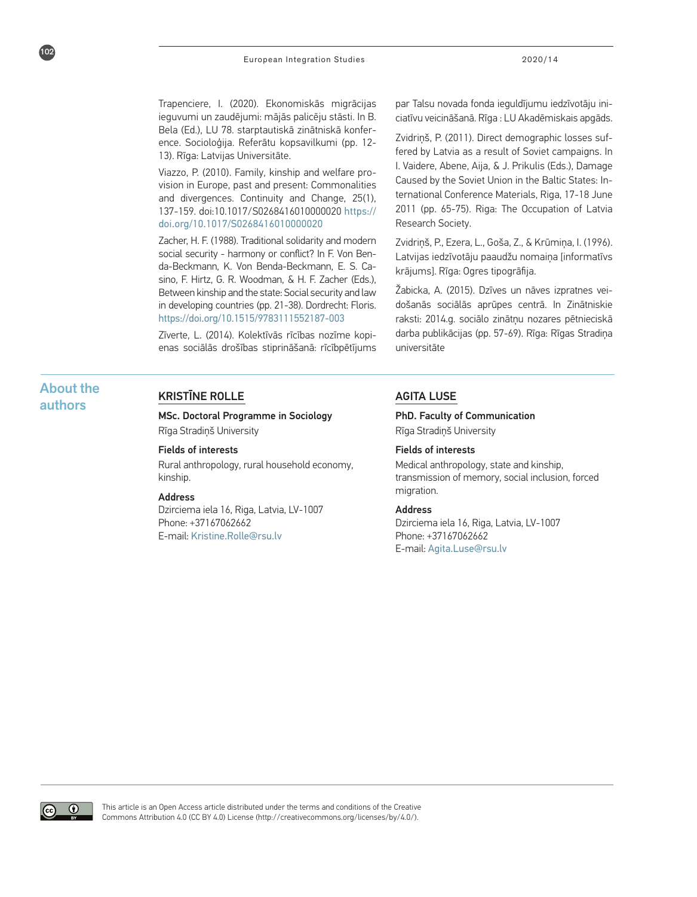Trapenciere, I. (2020). Ekonomiskās migrācijas ieguvumi un zaudējumi: mājās palicēju stāsti. In B. Bela (Ed.), LU 78. starptautiskā zinātniskā konference. Socioloģija. Referātu kopsavilkumi (pp. 12-13). Rīga: Latvijas Universitāte.

Viazzo, P. (2010). Family, kinship and welfare provision in Europe, past and present: Commonalities and divergences. Continuity and Change, 25(1), 137-159. doi:10.1017/S0268416010000020 https://doi.org/10.1017/S0268416010000020

Zacher, H. F. (1988). Traditional solidarity and modern social security - harmony or conflict? In F. Von Benda-Beckmann, K. Von Benda-Beckmann, E. S. Casino, F. Hirtz, G. R. Woodman, & H. F. Zacher (Eds.), Between kinship and the state: Social security and law in developing countries (pp. 21-38). Dordrecht: Floris. https://doi.org/10.1515/9783111552187-003

Zīverte, L. (2014). Kolektīvās rīcības nozīme kopienas sociālās drošības stiprināšanā: rīcībpētījums par Talsu novada fonda ieguldījumu iedzīvotāju iniciatīvu veicināšanā. Rīga : LU Akadēmiskais apgāds.

Zvidriņš, P. (2011). Direct demographic losses suffered by Latvia as a result of Soviet campaigns. In I. Vaidere, Abene, Aija, & J. Prikulis (Eds.), Damage Caused by the Soviet Union in the Baltic States: International Conference Materials, Riga, 17-18 June 2011 (pp. 65-75). Riga: The Occupation of Latvia Research Society.

Zvidriņš, P., Ezera, L., Goša, Z., & Krūmiņa, I. (1996). Latvijas iedzīvotāju paaudžu nomaiņa [informatīvs krājums]. Rīga: Ogres tipogrāfija.

Žabicka, A. (2015). Dzīves un nāves izpratnes veidošanās sociālās aprūpes centrā. In Zinātniskie raksti: 2014.g. sociālo zinātņu nozares pētnieciskā darba publikācijas (pp. 57-69). Rīga: Rīgas Stradiņa universitāte

## About the authors

### KRISTĪNE ROLLE

**MSc. Doctoral Programme in Sociology**

Rīga Stradiņš University

**Fields of interests**

Rural anthropology, rural household economy, kinship.

**Address**

Dzirciema iela 16, Riga, Latvia, LV-1007
Phone: +37167062662
E-mail: Kristine.Rolle@rsu.lv

### AGITA LUSE

**PhD. Faculty of Communication**

Rīga Stradiņš University

**Fields of interests**

Medical anthropology, state and kinship, transmission of memory, social inclusion, forced migration.

**Address**

Dzirciema iela 16, Riga, Latvia, LV-1007
Phone: +37167062662
E-mail: Agita.Luse@rsu.lv

This article is an Open Access article distributed under the terms and conditions of the Creative Commons Attribution 4.0 (CC BY 4.0) License (http://creativecommons.org/licenses/by/4.0/).